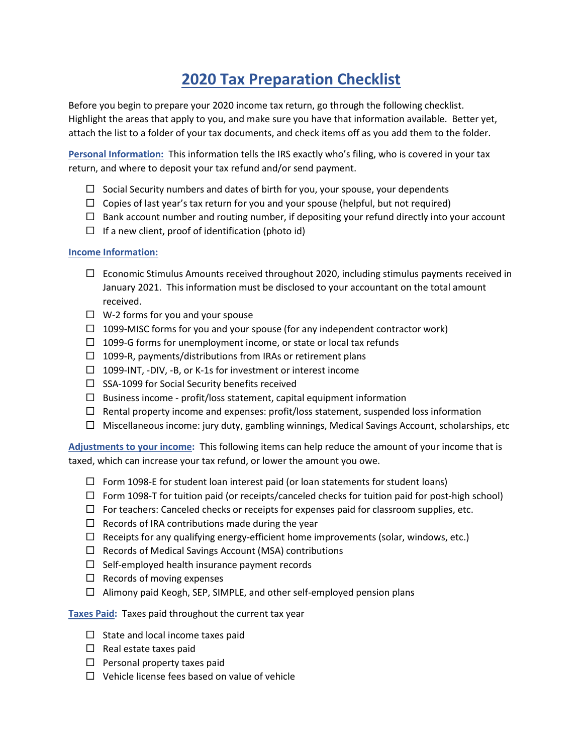# 2020 Tax Preparation Checklist

Before you begin to prepare your 2020 income tax return, go through the following checklist. Highlight the areas that apply to you, and make sure you have that information available. Better yet, attach the list to a folder of your tax documents, and check items off as you add them to the folder.

**Personal Information:** This information tells the IRS exactly who's filing, who is covered in your tax return, and where to deposit your tax refund and/or send payment.

- ☐ Social Security numbers and dates of birth for you, your spouse, your dependents
- ☐ Copies of last year's tax return for you and your spouse (helpful, but not required)
- ☐ Bank account number and routing number, if depositing your refund directly into your account
- ☐ If a new client, proof of identification (photo id)

**Income Information:**

- ☐ Economic Stimulus Amounts received throughout 2020, including stimulus payments received in January 2021. This information must be disclosed to your accountant on the total amount received.
- ☐ W-2 forms for you and your spouse
- ☐ 1099-MISC forms for you and your spouse (for any independent contractor work)
- ☐ 1099-G forms for unemployment income, or state or local tax refunds
- ☐ 1099-R, payments/distributions from IRAs or retirement plans
- ☐ 1099-INT, -DIV, -B, or K-1s for investment or interest income
- ☐ SSA-1099 for Social Security benefits received
- ☐ Business income - profit/loss statement, capital equipment information
- ☐ Rental property income and expenses: profit/loss statement, suspended loss information
- ☐ Miscellaneous income: jury duty, gambling winnings, Medical Savings Account, scholarships, etc

**Adjustments to your income:** This following items can help reduce the amount of your income that is taxed, which can increase your tax refund, or lower the amount you owe.

- ☐ Form 1098-E for student loan interest paid (or loan statements for student loans)
- ☐ Form 1098-T for tuition paid (or receipts/canceled checks for tuition paid for post-high school)
- ☐ For teachers: Canceled checks or receipts for expenses paid for classroom supplies, etc.
- ☐ Records of IRA contributions made during the year
- ☐ Receipts for any qualifying energy-efficient home improvements (solar, windows, etc.)
- ☐ Records of Medical Savings Account (MSA) contributions
- ☐ Self-employed health insurance payment records
- ☐ Records of moving expenses
- ☐ Alimony paid Keogh, SEP, SIMPLE, and other self-employed pension plans

**Taxes Paid:** Taxes paid throughout the current tax year

- ☐ State and local income taxes paid
- ☐ Real estate taxes paid
- ☐ Personal property taxes paid
- ☐ Vehicle license fees based on value of vehicle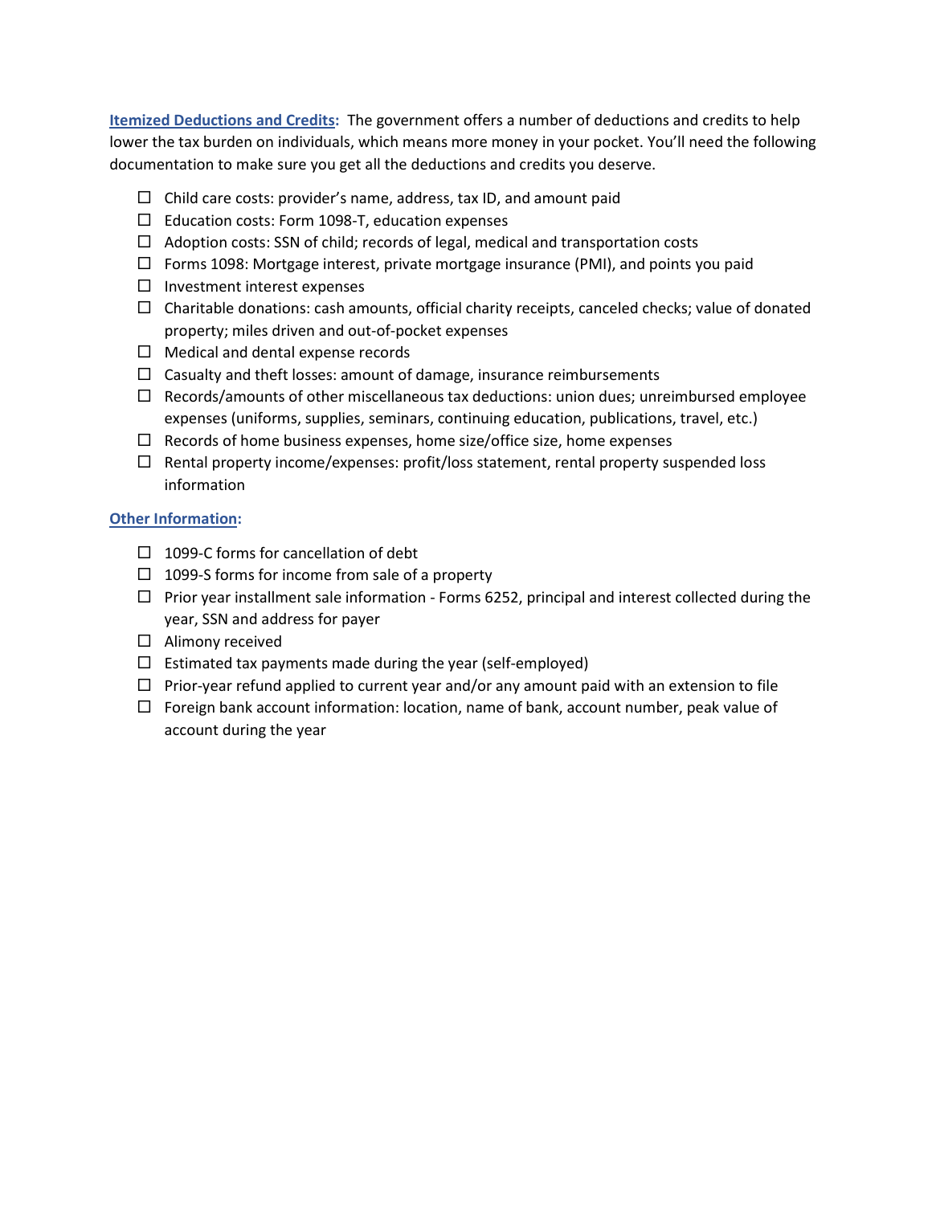**Itemized Deductions and Credits:** The government offers a number of deductions and credits to help lower the tax burden on individuals, which means more money in your pocket. You'll need the following documentation to make sure you get all the deductions and credits you deserve.

- ☐ Child care costs: provider's name, address, tax ID, and amount paid
- ☐ Education costs: Form 1098-T, education expenses
- ☐ Adoption costs: SSN of child; records of legal, medical and transportation costs
- ☐ Forms 1098: Mortgage interest, private mortgage insurance (PMI), and points you paid
- ☐ Investment interest expenses
- ☐ Charitable donations: cash amounts, official charity receipts, canceled checks; value of donated property; miles driven and out-of-pocket expenses
- ☐ Medical and dental expense records
- ☐ Casualty and theft losses: amount of damage, insurance reimbursements
- ☐ Records/amounts of other miscellaneous tax deductions: union dues; unreimbursed employee expenses (uniforms, supplies, seminars, continuing education, publications, travel, etc.)
- ☐ Records of home business expenses, home size/office size, home expenses
- ☐ Rental property income/expenses: profit/loss statement, rental property suspended loss information

**Other Information:**

- ☐ 1099-C forms for cancellation of debt
- ☐ 1099-S forms for income from sale of a property
- ☐ Prior year installment sale information - Forms 6252, principal and interest collected during the year, SSN and address for payer
- ☐ Alimony received
- ☐ Estimated tax payments made during the year (self-employed)
- ☐ Prior-year refund applied to current year and/or any amount paid with an extension to file
- ☐ Foreign bank account information: location, name of bank, account number, peak value of account during the year